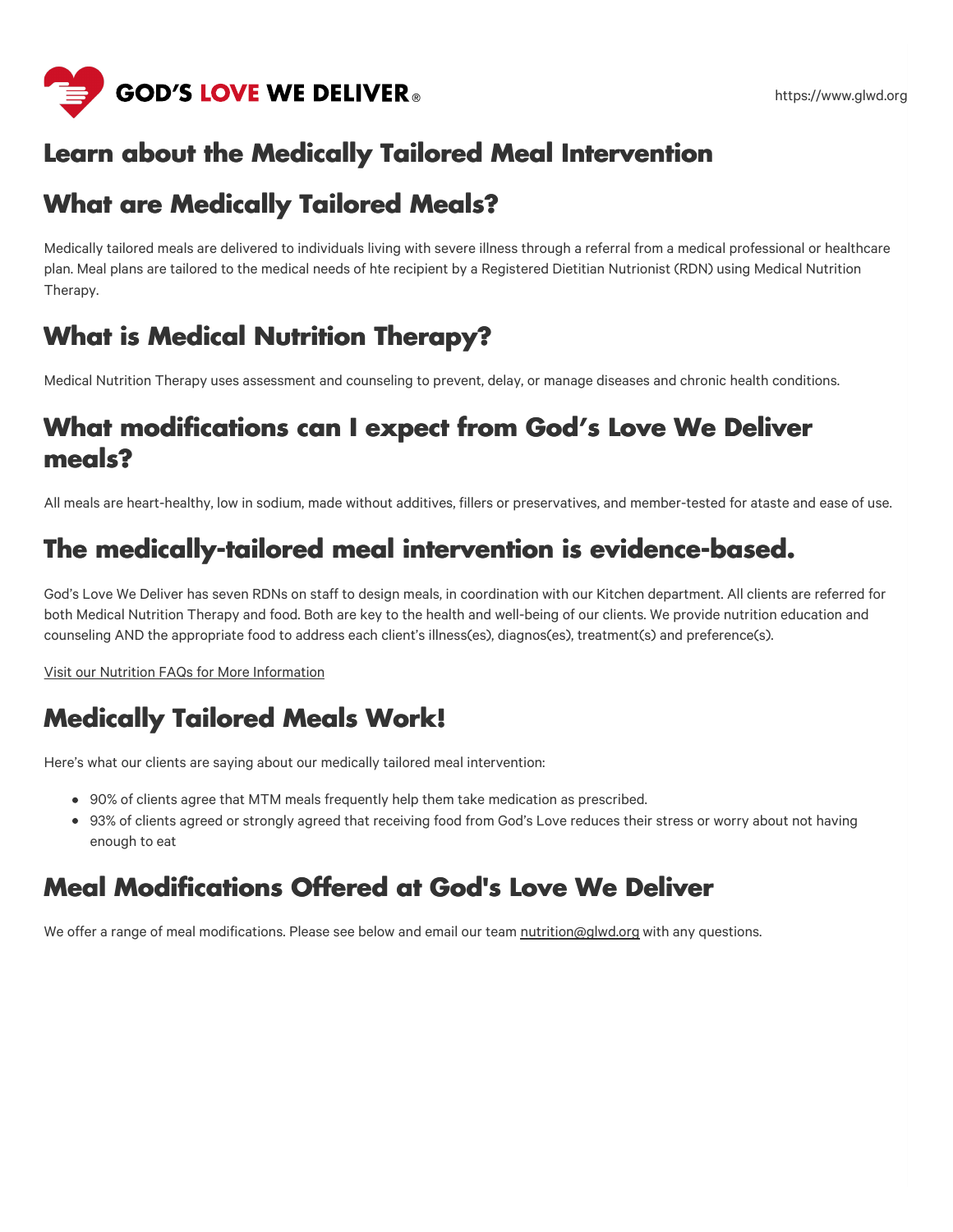# Learn about the Medically Tailored Meal Intervention

## What are Medically Tailored Meals?

Medically tailored meals are delivered to individuals living with severe illness through a referral from a medical professional or healthcare plan. Meal plans are tailored to the medical needs of hte recipient by a Registered Dietitian Nutrionist (RDN) using Medical Nutrition Therapy.

## What is Medical Nutrition Therapy?

Medical Nutrition Therapy uses assessment and counseling to prevent, delay, or manage diseases and chronic health conditions.

## What modifications can I expect from God's Love We Deliver meals?

All meals are heart-healthy, low in sodium, made without additives, fillers or preservatives, and member-tested for ataste and ease of use.

## The medically-tailored meal intervention is evidence-based.

God's Love We Deliver has seven RDNs on staff to design meals, in coordination with our Kitchen department. All clients are referred for both Medical Nutrition Therapy and food. Both are key to the health and well-being of our clients. We provide nutrition education and counseling AND the appropriate food to address each client's illness(es), diagnos(es), treatment(s) and preference(s).

Visit our Nutrition FAQs for More Information

## Medically Tailored Meals Work!

Here's what our clients are saying about our medically tailored meal intervention:

- 90% of clients agree that MTM meals frequently help them take medication as prescribed.
- 93% of clients agreed or strongly agreed that receiving food from God's Love reduces their stress or worry about not having enough to eat

## Meal Modifications Offered at God's Love We Deliver

We offer a range of meal modifications. Please see below and email our team nutrition@glwd.org with any questions.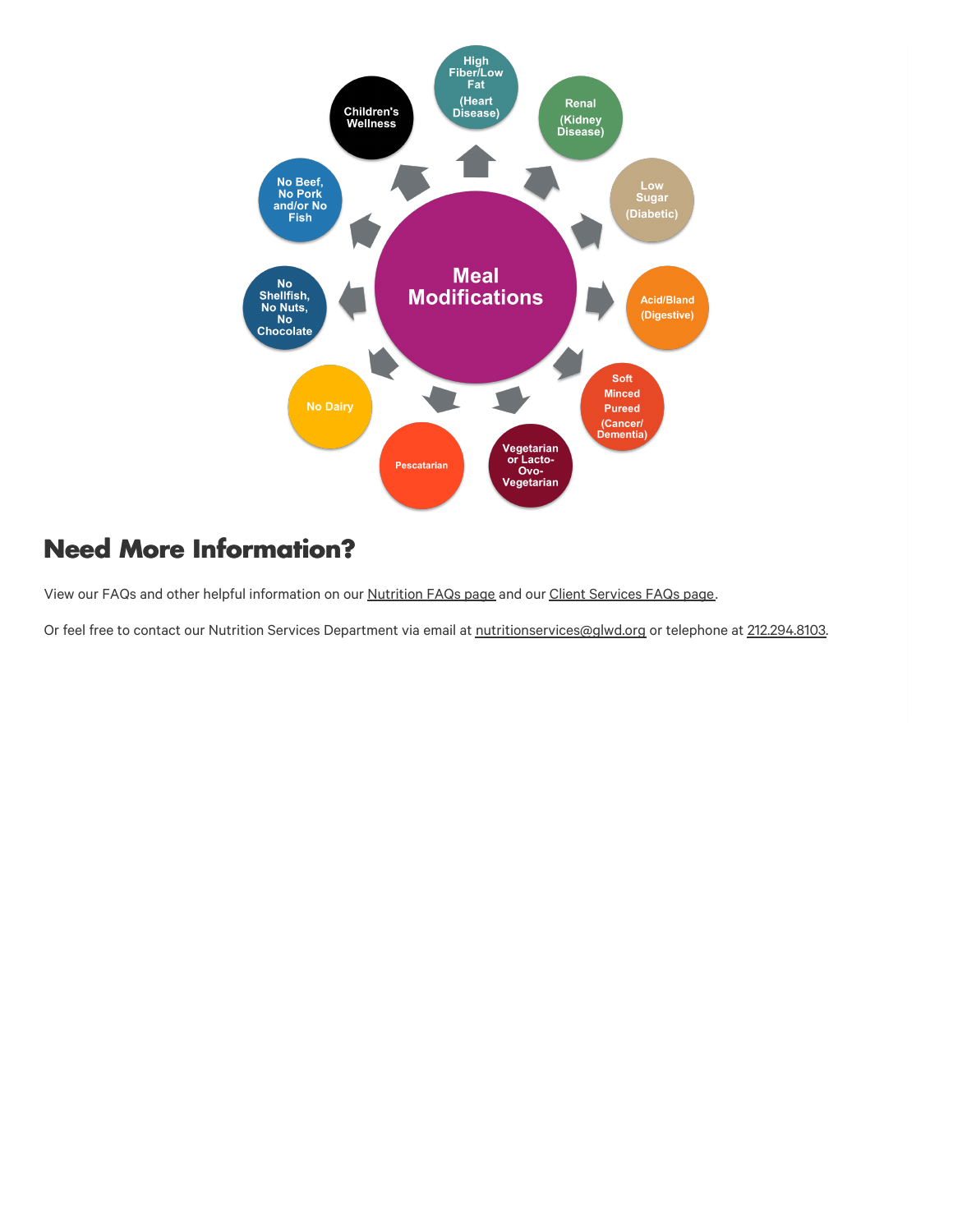Meal Modifications

High Fiber/Low Fat (Heart Disease)

Renal (Kidney Disease)

Low Sugar (Diabetic)

Acid/Bland (Digestive)

Soft Minced Pureed (Cancer/ Dementia)

Vegetarian or Lacto-Ovo-Vegetarian

Pescatarian

No Dairy

No Shellfish, No Nuts, No Chocolate

No Beef, No Pork and/or No Fish

Children's Wellness

## Need More Information?

View our FAQs and other helpful information on our Nutrition FAQs page and our Client Services FAQs page.

Or feel free to contact our Nutrition Services Department via email at nutritionservices@glwd.org or telephone at 212.294.8103.